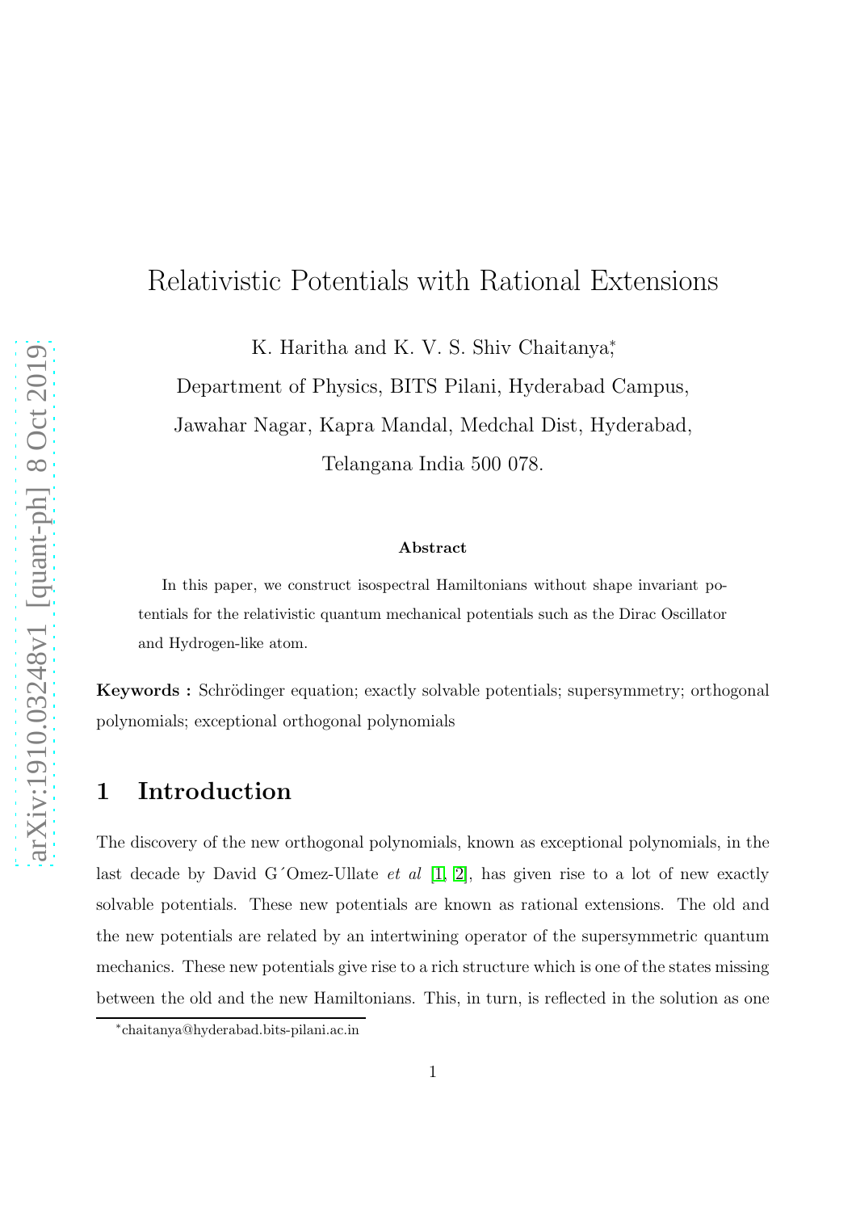# Relativistic Potentials with Rational Extensions

K. Haritha and K. V. S. Shiv Chaitanya,*

Department of Physics, BITS Pilani, Hyderabad Campus,

Jawahar Nagar, Kapra Mandal, Medchal Dist, Hyderabad,

Telangana India 500 078.

### Abstract

In this paper, we construct isospectral Hamiltonians without shape invariant potentials for the relativistic quantum mechanical potentials such as the Dirac Oscillator and Hydrogen-like atom.

**Keywords :** Schrödinger equation; exactly solvable potentials; supersymmetry; orthogonal polynomials; exceptional orthogonal polynomials

## 1 Introduction

The discovery of the new orthogonal polynomials, known as exceptional polynomials, in the last decade by David G´Omez-Ullate *et al* [1, 2], has given rise to a lot of new exactly solvable potentials. These new potentials are known as rational extensions. The old and the new potentials are related by an intertwining operator of the supersymmetric quantum mechanics. These new potentials give rise to a rich structure which is one of the states missing between the old and the new Hamiltonians. This, in turn, is reflected in the solution as one

*chaitanya@hyderabad.bits-pilani.ac.in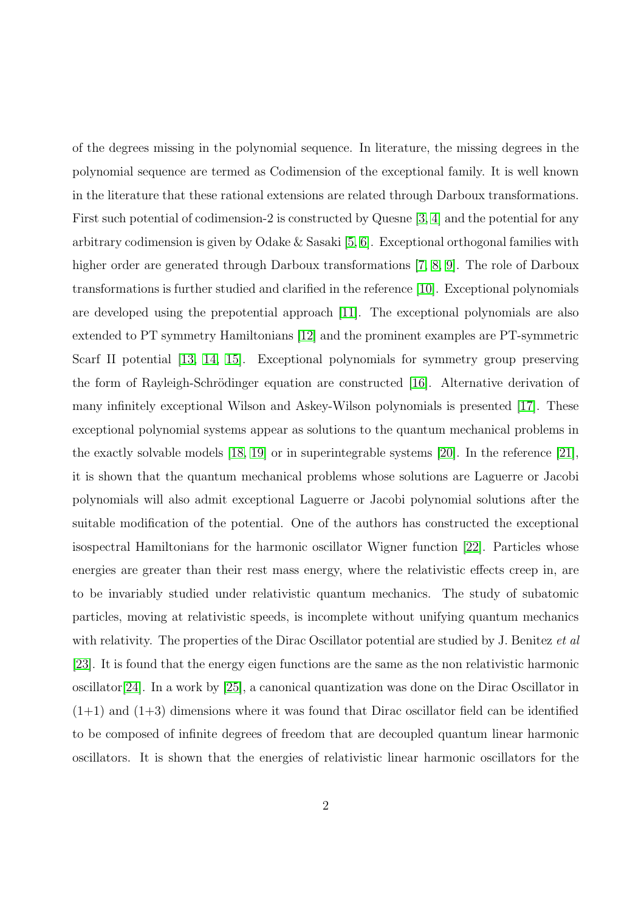of the degrees missing in the polynomial sequence. In literature, the missing degrees in the polynomial sequence are termed as Codimension of the exceptional family. It is well known in the literature that these rational extensions are related through Darboux transformations. First such potential of codimension-2 is constructed by Quesne [3, 4] and the potential for any arbitrary codimension is given by Odake & Sasaki [5, 6]. Exceptional orthogonal families with higher order are generated through Darboux transformations [7, 8, 9]. The role of Darboux transformations is further studied and clarified in the reference [10]. Exceptional polynomials are developed using the prepotential approach [11]. The exceptional polynomials are also extended to PT symmetry Hamiltonians [12] and the prominent examples are PT-symmetric Scarf II potential [13, 14, 15]. Exceptional polynomials for symmetry group preserving the form of Rayleigh-Schrödinger equation are constructed [16]. Alternative derivation of many infinitely exceptional Wilson and Askey-Wilson polynomials is presented [17]. These exceptional polynomial systems appear as solutions to the quantum mechanical problems in the exactly solvable models [18, 19] or in superintegrable systems [20]. In the reference [21], it is shown that the quantum mechanical problems whose solutions are Laguerre or Jacobi polynomials will also admit exceptional Laguerre or Jacobi polynomial solutions after the suitable modification of the potential. One of the authors has constructed the exceptional isospectral Hamiltonians for the harmonic oscillator Wigner function [22]. Particles whose energies are greater than their rest mass energy, where the relativistic effects creep in, are to be invariably studied under relativistic quantum mechanics. The study of subatomic particles, moving at relativistic speeds, is incomplete without unifying quantum mechanics with relativity. The properties of the Dirac Oscillator potential are studied by J. Benitez *et al* [23]. It is found that the energy eigen functions are the same as the non relativistic harmonic oscillator[24]. In a work by [25], a canonical quantization was done on the Dirac Oscillator in (1+1) and (1+3) dimensions where it was found that Dirac oscillator field can be identified to be composed of infinite degrees of freedom that are decoupled quantum linear harmonic oscillators. It is shown that the energies of relativistic linear harmonic oscillators for the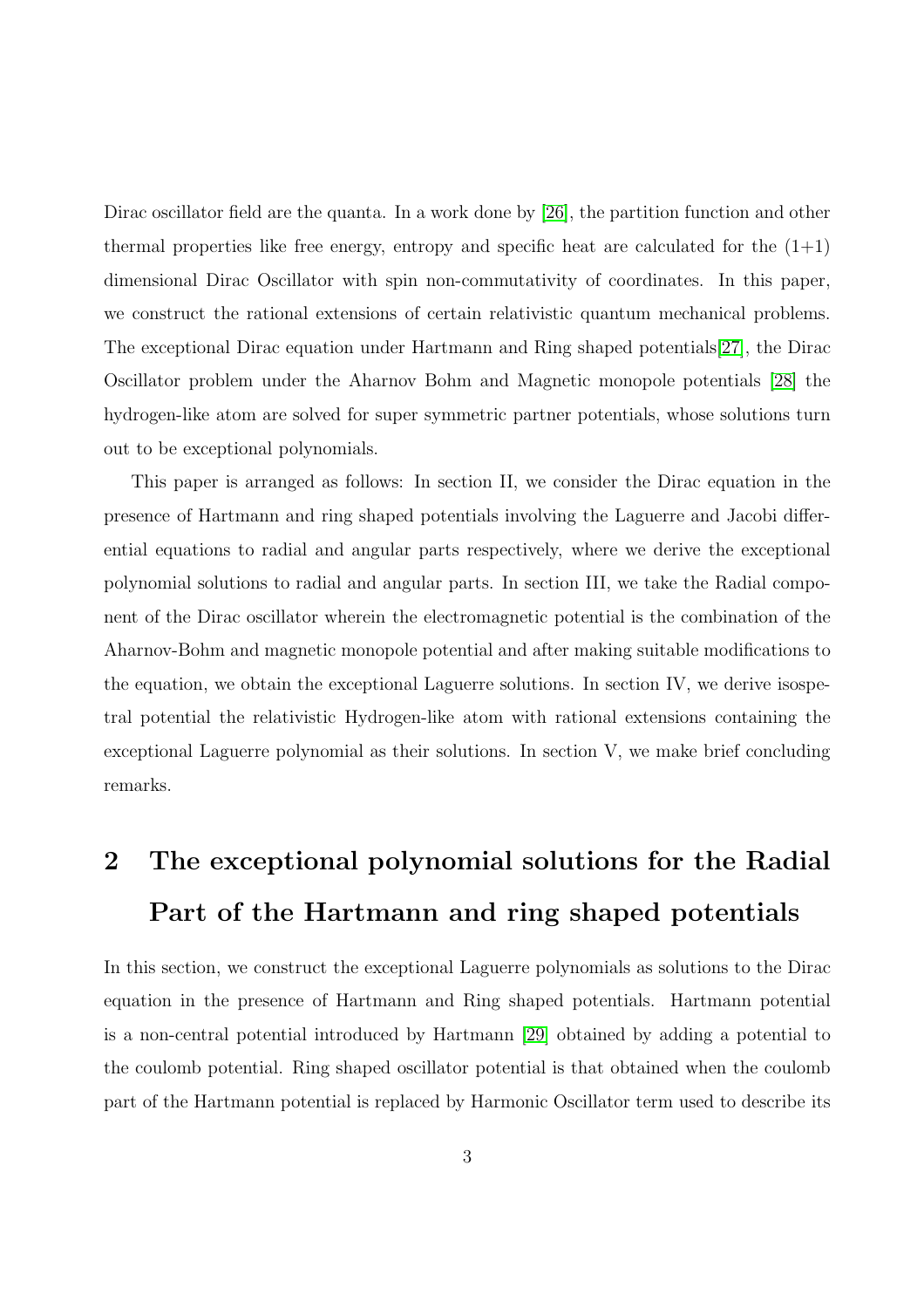Dirac oscillator field are the quanta. In a work done by [26], the partition function and other thermal properties like free energy, entropy and specific heat are calculated for the (1+1) dimensional Dirac Oscillator with spin non-commutativity of coordinates. In this paper, we construct the rational extensions of certain relativistic quantum mechanical problems. The exceptional Dirac equation under Hartmann and Ring shaped potentials[27], the Dirac Oscillator problem under the Aharnov Bohm and Magnetic monopole potentials [28] the hydrogen-like atom are solved for super symmetric partner potentials, whose solutions turn out to be exceptional polynomials.

This paper is arranged as follows: In section II, we consider the Dirac equation in the presence of Hartmann and ring shaped potentials involving the Laguerre and Jacobi differential equations to radial and angular parts respectively, where we derive the exceptional polynomial solutions to radial and angular parts. In section III, we take the Radial component of the Dirac oscillator wherein the electromagnetic potential is the combination of the Aharnov-Bohm and magnetic monopole potential and after making suitable modifications to the equation, we obtain the exceptional Laguerre solutions. In section IV, we derive isospectral potential the relativistic Hydrogen-like atom with rational extensions containing the exceptional Laguerre polynomial as their solutions. In section V, we make brief concluding remarks.

## 2 The exceptional polynomial solutions for the Radial Part of the Hartmann and ring shaped potentials

In this section, we construct the exceptional Laguerre polynomials as solutions to the Dirac equation in the presence of Hartmann and Ring shaped potentials. Hartmann potential is a non-central potential introduced by Hartmann [29] obtained by adding a potential to the coulomb potential. Ring shaped oscillator potential is that obtained when the coulomb part of the Hartmann potential is replaced by Harmonic Oscillator term used to describe its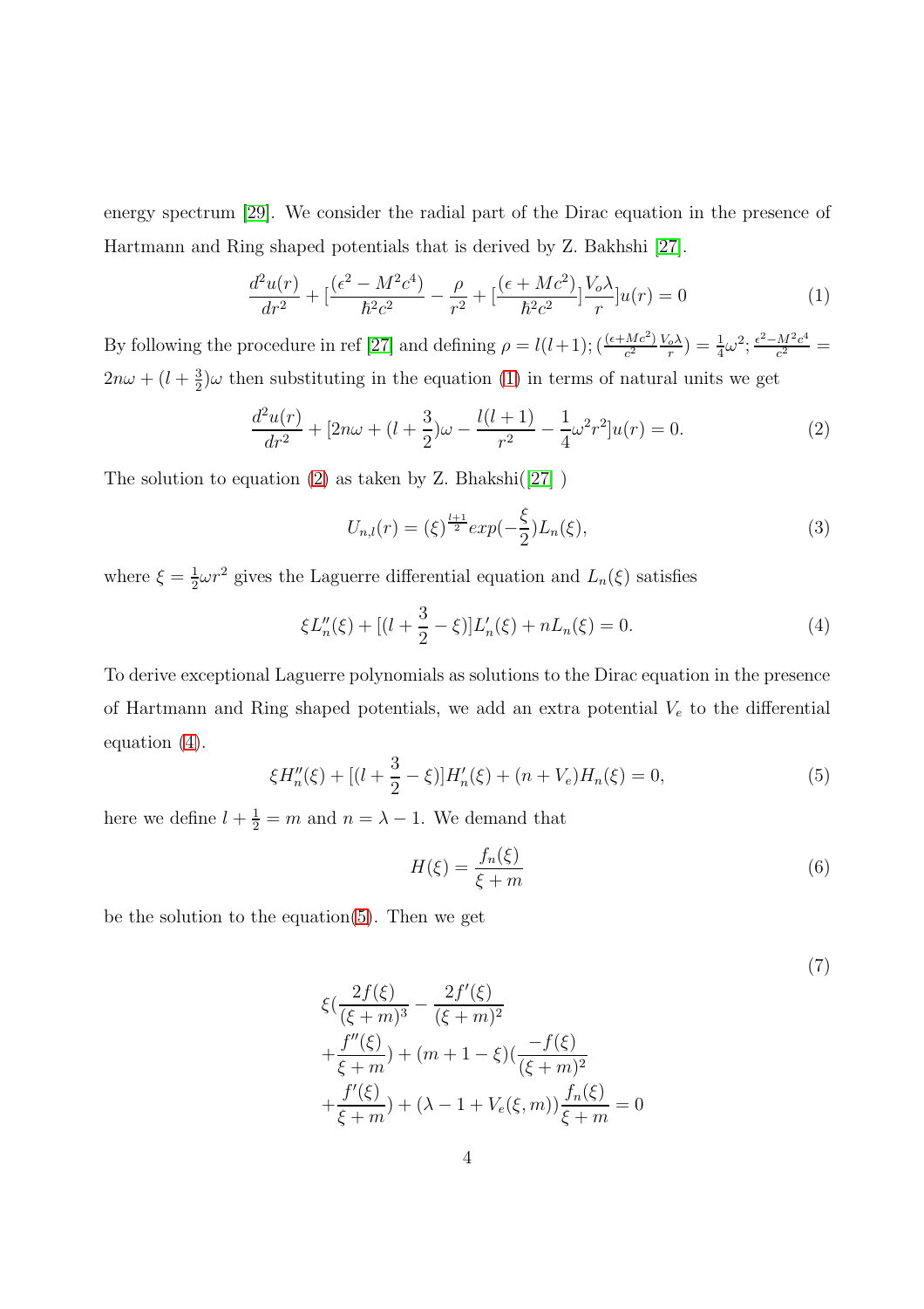energy spectrum [29]. We consider the radial part of the Dirac equation in the presence of Hartmann and Ring shaped potentials that is derived by Z. Bakhshi [27].

$$\frac{d^2u(r)}{dr^2}+[\frac{(\epsilon^2-M^2c^4)}{\hbar^2c^2}-\frac{\rho}{r^2}+[\frac{(\epsilon+Mc^2)}{\hbar^2c^2}]\frac{V_o\lambda}{r}]u(r)=0 \tag{1}$$

By following the procedure in ref [27] and defining $\rho=l(l+1); (\frac{(\epsilon+Mc^2)}{c^2}\frac{V_o\lambda}{r})=\frac{1}{4}\omega^2; \frac{\epsilon^2-M^2c^4}{c^2}=2n\omega+(l+\frac{3}{2})\omega$ then substituting in the equation (1) in terms of natural units we get

$$\frac{d^2u(r)}{dr^2}+[2n\omega+(l+\frac{3}{2})\omega-\frac{l(l+1)}{r^2}-\frac{1}{4}\omega^2r^2]u(r)=0. \tag{2}$$

The solution to equation (2) as taken by Z. Bhakshi([27] )

$$U_{n,l}(r)=(\xi)^{\frac{l+1}{2}}exp(-\frac{\xi}{2})L_n(\xi), \tag{3}$$

where $\xi=\frac{1}{2}\omega r^2$ gives the Laguerre differential equation and $L_n(\xi)$ satisfies

$$\xi L_n''(\xi)+[(l+\frac{3}{2}-\xi)]L_n'(\xi)+nL_n(\xi)=0. \tag{4}$$

To derive exceptional Laguerre polynomials as solutions to the Dirac equation in the presence of Hartmann and Ring shaped potentials, we add an extra potential $V_e$ to the differential equation (4).

$$\xi H_n''(\xi)+[(l+\frac{3}{2}-\xi)]H_n'(\xi)+(n+V_e)H_n(\xi)=0, \tag{5}$$

here we define $l+\frac{1}{2}=m$ and $n=\lambda-1$. We demand that

$$H(\xi)=\frac{f_n(\xi)}{\xi+m} \tag{6}$$

be the solution to the equation(5). Then we get

$$\begin{aligned}&\xi(\frac{2f(\xi)}{(\xi+m)^3}-\frac{2f'(\xi)}{(\xi+m)^2}\\&+\frac{f''(\xi)}{\xi+m})+(m+1-\xi)(\frac{-f(\xi)}{(\xi+m)^2}\\&+\frac{f'(\xi)}{\xi+m})+(\lambda-1+V_e(\xi,m))\frac{f_n(\xi)}{\xi+m}=0\end{aligned} \tag{7}$$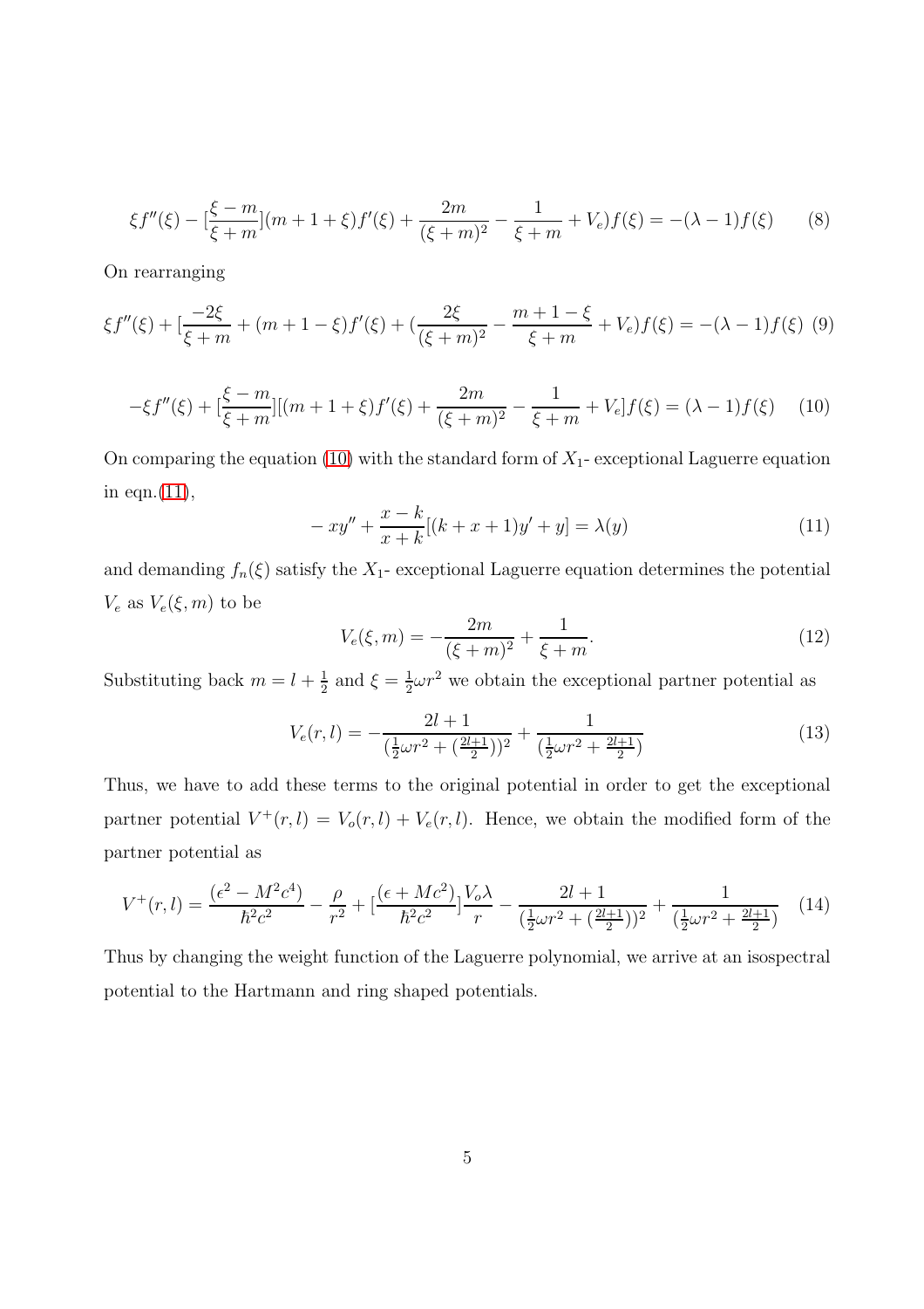$$\xi f''(\xi) - [\frac{\xi - m}{\xi + m}](m + 1 + \xi) f'(\xi) + \frac{2m}{(\xi + m)^2} - \frac{1}{\xi + m} + V_e) f(\xi) = -(\lambda - 1) f(\xi) \qquad (8)$$

On rearranging

$$\xi f''(\xi) + [\frac{-2\xi}{\xi + m} + (m + 1 - \xi) f'(\xi) + (\frac{2\xi}{(\xi + m)^2} - \frac{m + 1 - \xi}{\xi + m} + V_e) f(\xi) = -(\lambda - 1) f(\xi) \quad (9)$$

$$-\xi f''(\xi) + [\frac{\xi - m}{\xi + m}][(m + 1 + \xi) f'(\xi) + \frac{2m}{(\xi + m)^2} - \frac{1}{\xi + m} + V_e] f(\xi) = (\lambda - 1) f(\xi) \qquad (10)$$

On comparing the equation (10) with the standard form of $X_1$- exceptional Laguerre equation in eqn.(11),

$$-xy'' + \frac{x - k}{x + k}[(k + x + 1)y' + y] = \lambda(y) \qquad (11)$$

and demanding $f_n(\xi)$ satisfy the $X_1$- exceptional Laguerre equation determines the potential $V_e$ as $V_e(\xi, m)$ to be

$$V_e(\xi, m) = -\frac{2m}{(\xi + m)^2} + \frac{1}{\xi + m}. \qquad (12)$$

Substituting back $m = l + \frac{1}{2}$ and $\xi = \frac{1}{2}\omega r^2$ we obtain the exceptional partner potential as

$$V_e(r, l) = -\frac{2l + 1}{(\frac{1}{2}\omega r^2 + (\frac{2l+1}{2}))^2} + \frac{1}{(\frac{1}{2}\omega r^2 + \frac{2l+1}{2})} \qquad (13)$$

Thus, we have to add these terms to the original potential in order to get the exceptional partner potential $V^+(r, l) = V_o(r, l) + V_e(r, l)$. Hence, we obtain the modified form of the partner potential as

$$V^+(r, l) = \frac{(\epsilon^2 - M^2c^4)}{\hbar^2 c^2} - \frac{\rho}{r^2} + [\frac{(\epsilon + Mc^2)}{\hbar^2 c^2}]\frac{V_o \lambda}{r} - \frac{2l + 1}{(\frac{1}{2}\omega r^2 + (\frac{2l+1}{2}))^2} + \frac{1}{(\frac{1}{2}\omega r^2 + \frac{2l+1}{2})} \quad (14)$$

Thus by changing the weight function of the Laguerre polynomial, we arrive at an isospectral potential to the Hartmann and ring shaped potentials.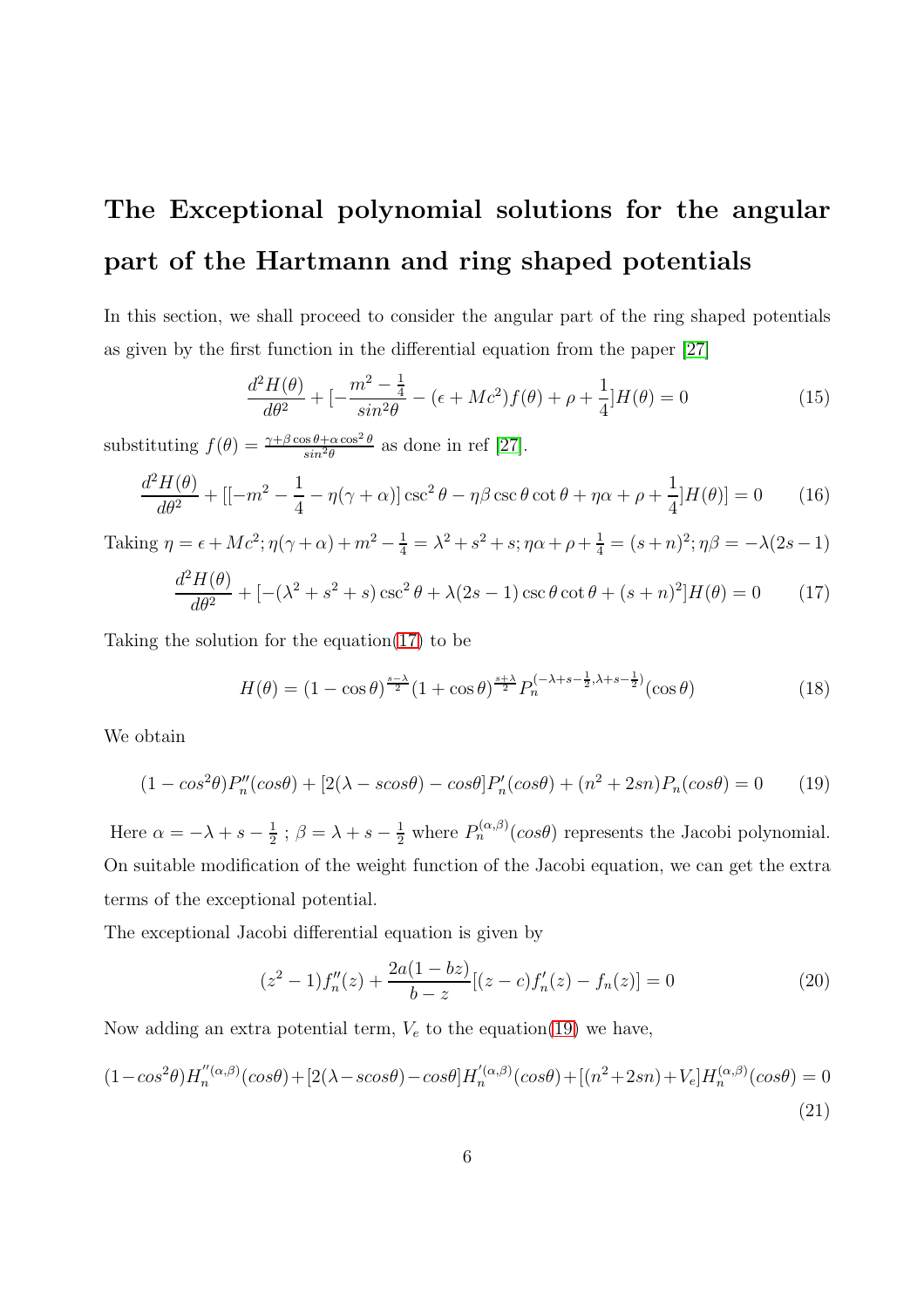## The Exceptional polynomial solutions for the angular part of the Hartmann and ring shaped potentials

In this section, we shall proceed to consider the angular part of the ring shaped potentials as given by the first function in the differential equation from the paper [27]

$$\frac{d^2H(\theta)}{d\theta^2}+[-\frac{m^2-\frac{1}{4}}{sin^2\theta}-(\epsilon+Mc^2)f(\theta)+\rho+\frac{1}{4}]H(\theta)=0 \tag{15}$$

substituting $f(\theta)=\frac{\gamma+\beta\cos\theta+\alpha\cos^2\theta}{sin^2\theta}$ as done in ref [27].

$$\frac{d^2H(\theta)}{d\theta^2}+[[-m^2-\frac{1}{4}-\eta(\gamma+\alpha)]\csc^2\theta-\eta\beta\csc\theta\cot\theta+\eta\alpha+\rho+\frac{1}{4}]H(\theta)]=0 \tag{16}$$

Taking $\eta=\epsilon+Mc^2; \eta(\gamma+\alpha)+m^2-\frac{1}{4}=\lambda^2+s^2+s; \eta\alpha+\rho+\frac{1}{4}=(s+n)^2; \eta\beta=-\lambda(2s-1)$

$$\frac{d^2H(\theta)}{d\theta^2}+[-(\lambda^2+s^2+s)\csc^2\theta+\lambda(2s-1)\csc\theta\cot\theta+(s+n)^2]H(\theta)=0 \tag{17}$$

Taking the solution for the equation(17) to be

$$H(\theta)=(1-\cos\theta)^{\frac{s-\lambda}{2}}(1+\cos\theta)^{\frac{s+\lambda}{2}}P_n^{(-\lambda+s-\frac{1}{2},\lambda+s-\frac{1}{2})}(\cos\theta) \tag{18}$$

We obtain

$$(1-cos^2\theta)P_n''(cos\theta)+[2(\lambda-scos\theta)-cos\theta]P_n'(cos\theta)+(n^2+2sn)P_n(cos\theta)=0 \tag{19}$$

Here $\alpha=-\lambda+s-\frac{1}{2}$ ; $\beta=\lambda+s-\frac{1}{2}$ where $P_n^{(\alpha,\beta)}(cos\theta)$ represents the Jacobi polynomial. On suitable modification of the weight function of the Jacobi equation, we can get the extra terms of the exceptional potential.

The exceptional Jacobi differential equation is given by

$$(z^2-1)f_n''(z)+\frac{2a(1-bz)}{b-z}[(z-c)f_n'(z)-f_n(z)]=0 \tag{20}$$

Now adding an extra potential term, $V_e$ to the equation(19) we have,

$$(1-cos^2\theta)H_n^{''(\alpha,\beta)}(cos\theta)+[2(\lambda-scos\theta)-cos\theta]H_n^{'(\alpha,\beta)}(cos\theta)+[(n^2+2sn)+V_e]H_n^{(\alpha,\beta)}(cos\theta)=0 \tag{21}$$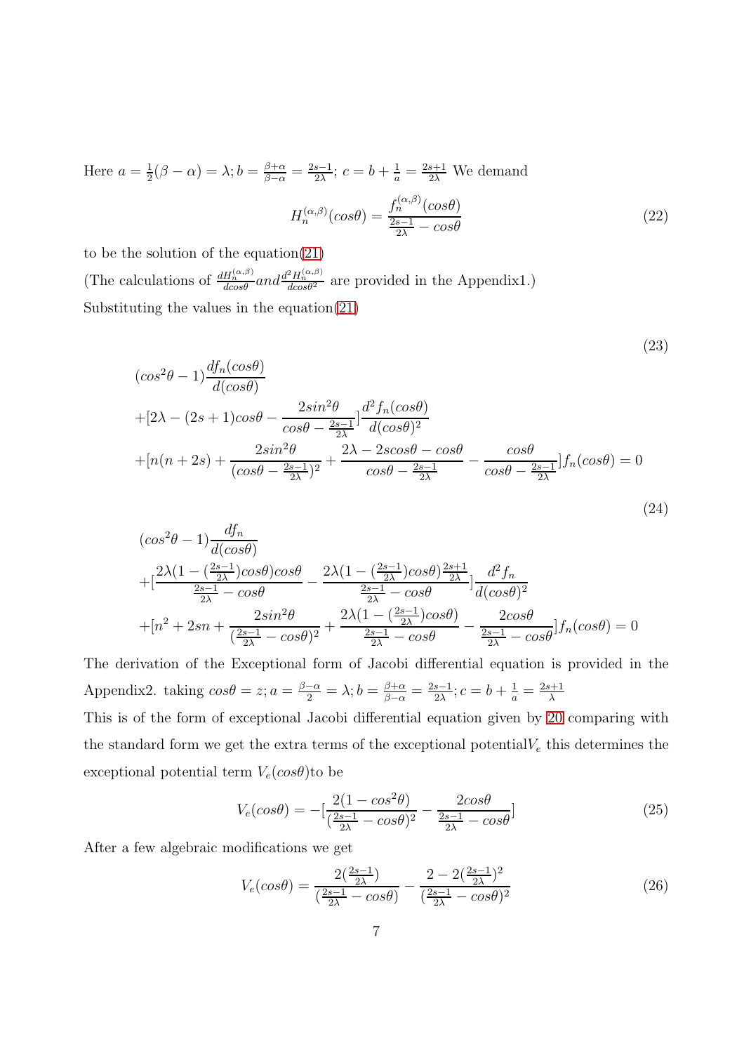Here $a = \frac{1}{2}(\beta - \alpha) = \lambda; b = \frac{\beta+\alpha}{\beta-\alpha} = \frac{2s-1}{2\lambda}$; $c = b + \frac{1}{a} = \frac{2s+1}{2\lambda}$ We demand

$$H_n^{(\alpha,\beta)}(cos\theta) = \frac{f_n^{(\alpha,\beta)}(cos\theta)}{\frac{2s-1}{2\lambda} - cos\theta} \tag{22}$$

to be the solution of the equation(21)

(The calculations of $\frac{dH_n^{(\alpha,\beta)}}{dcos\theta} and \frac{d^2H_n^{(\alpha,\beta)}}{dcos\theta^2}$ are provided in the Appendix1.)

Substituting the values in the equation(21)

$$\begin{aligned}
&(cos^2\theta - 1)\frac{df_n(cos\theta)}{d(cos\theta)} \\
&+[2\lambda - (2s+1)cos\theta - \frac{2sin^2\theta}{cos\theta - \frac{2s-1}{2\lambda}}]\frac{d^2f_n(cos\theta)}{d(cos\theta)^2} \\
&+[n(n+2s) + \frac{2sin^2\theta}{(cos\theta - \frac{2s-1}{2\lambda})^2} + \frac{2\lambda - 2scos\theta - cos\theta}{cos\theta - \frac{2s-1}{2\lambda}} - \frac{cos\theta}{cos\theta - \frac{2s-1}{2\lambda}}]f_n(cos\theta) = 0
\end{aligned} \tag{23}$$

$$\begin{aligned}
&(cos^2\theta - 1)\frac{df_n}{d(cos\theta)} \\
&+[\frac{2\lambda(1 - (\frac{2s-1}{2\lambda})cos\theta)cos\theta}{\frac{2s-1}{2\lambda} - cos\theta} - \frac{2\lambda(1 - (\frac{2s-1}{2\lambda})cos\theta)\frac{2s+1}{2\lambda}}{\frac{2s-1}{2\lambda} - cos\theta}]\frac{d^2f_n}{d(cos\theta)^2} \\
&+[n^2 + 2sn + \frac{2sin^2\theta}{(\frac{2s-1}{2\lambda} - cos\theta)^2} + \frac{2\lambda(1 - (\frac{2s-1}{2\lambda})cos\theta)}{\frac{2s-1}{2\lambda} - cos\theta} - \frac{2cos\theta}{\frac{2s-1}{2\lambda} - cos\theta}]f_n(cos\theta) = 0
\end{aligned} \tag{24}$$

The derivation of the Exceptional form of Jacobi differential equation is provided in the Appendix2. taking $cos\theta = z; a = \frac{\beta-\alpha}{2} = \lambda; b = \frac{\beta+\alpha}{\beta-\alpha} = \frac{2s-1}{2\lambda}; c = b + \frac{1}{a} = \frac{2s+1}{\lambda}$

This is of the form of exceptional Jacobi differential equation given by 20 comparing with the standard form we get the extra terms of the exceptional potential$V_e$ this determines the exceptional potential term $V_e(cos\theta)$to be

$$V_e(cos\theta) = -[\frac{2(1 - cos^2\theta)}{(\frac{2s-1}{2\lambda} - cos\theta)^2} - \frac{2cos\theta}{\frac{2s-1}{2\lambda} - cos\theta}] \tag{25}$$

After a few algebraic modifications we get

$$V_e(cos\theta) = \frac{2(\frac{2s-1}{2\lambda})}{(\frac{2s-1}{2\lambda} - cos\theta)} - \frac{2 - 2(\frac{2s-1}{2\lambda})^2}{(\frac{2s-1}{2\lambda} - cos\theta)^2} \tag{26}$$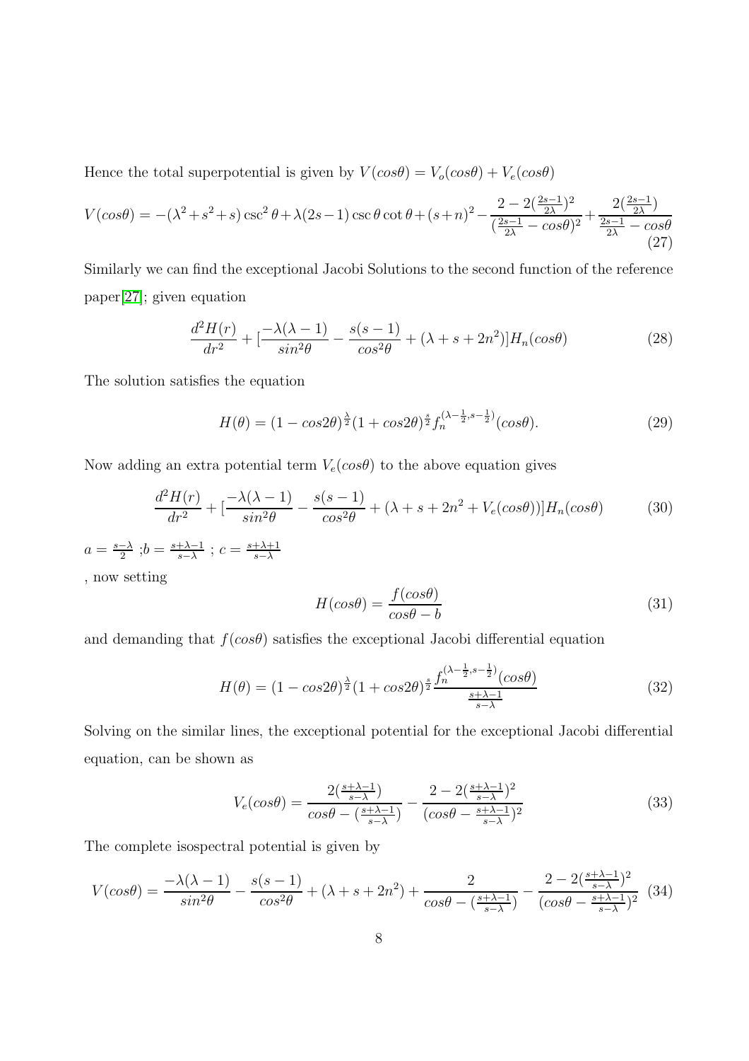Hence the total superpotential is given by $V(cos\theta) = V_o(cos\theta) + V_e(cos\theta)$

$$V(cos\theta) = -(\lambda^2+s^2+s)\csc^2\theta + \lambda(2s-1)\csc\theta\cot\theta + (s+n)^2 - \frac{2-2(\frac{2s-1}{2\lambda})^2}{(\frac{2s-1}{2\lambda}-cos\theta)^2} + \frac{2(\frac{2s-1}{2\lambda})}{\frac{2s-1}{2\lambda}-cos\theta} \tag{27}$$

Similarly we can find the exceptional Jacobi Solutions to the second function of the reference paper[27]; given equation

$$\frac{d^2H(r)}{dr^2} + [\frac{-\lambda(\lambda-1)}{sin^2\theta} - \frac{s(s-1)}{cos^2\theta} + (\lambda+s+2n^2)]H_n(cos\theta) \tag{28}$$

The solution satisfies the equation

$$H(\theta) = (1-cos2\theta)^{\frac{\lambda}{2}}(1+cos2\theta)^{\frac{s}{2}} f_n^{(\lambda-\frac{1}{2}, s-\frac{1}{2})}(cos\theta). \tag{29}$$

Now adding an extra potential term $V_e(cos\theta)$ to the above equation gives

$$\frac{d^2H(r)}{dr^2} + [\frac{-\lambda(\lambda-1)}{sin^2\theta} - \frac{s(s-1)}{cos^2\theta} + (\lambda+s+2n^2+V_e(cos\theta))]H_n(cos\theta) \tag{30}$$

$a = \frac{s-\lambda}{2}$ ;$b = \frac{s+\lambda-1}{s-\lambda}$ ; $c = \frac{s+\lambda+1}{s-\lambda}$

, now setting

$$H(cos\theta) = \frac{f(cos\theta)}{cos\theta - b} \tag{31}$$

and demanding that $f(cos\theta)$ satisfies the exceptional Jacobi differential equation

$$H(\theta) = (1-cos2\theta)^{\frac{\lambda}{2}}(1+cos2\theta)^{\frac{s}{2}} \frac{f_n^{(\lambda-\frac{1}{2}, s-\frac{1}{2})}(cos\theta)}{\frac{s+\lambda-1}{s-\lambda}} \tag{32}$$

Solving on the similar lines, the exceptional potential for the exceptional Jacobi differential equation, can be shown as

$$V_e(cos\theta) = \frac{2(\frac{s+\lambda-1}{s-\lambda})}{cos\theta - (\frac{s+\lambda-1}{s-\lambda})} - \frac{2-2(\frac{s+\lambda-1}{s-\lambda})^2}{(cos\theta - \frac{s+\lambda-1}{s-\lambda})^2} \tag{33}$$

The complete isospectral potential is given by

$$V(cos\theta) = \frac{-\lambda(\lambda-1)}{sin^2\theta} - \frac{s(s-1)}{cos^2\theta} + (\lambda+s+2n^2) + \frac{2}{cos\theta - (\frac{s+\lambda-1}{s-\lambda})} - \frac{2-2(\frac{s+\lambda-1}{s-\lambda})^2}{(cos\theta - \frac{s+\lambda-1}{s-\lambda})^2} \tag{34}$$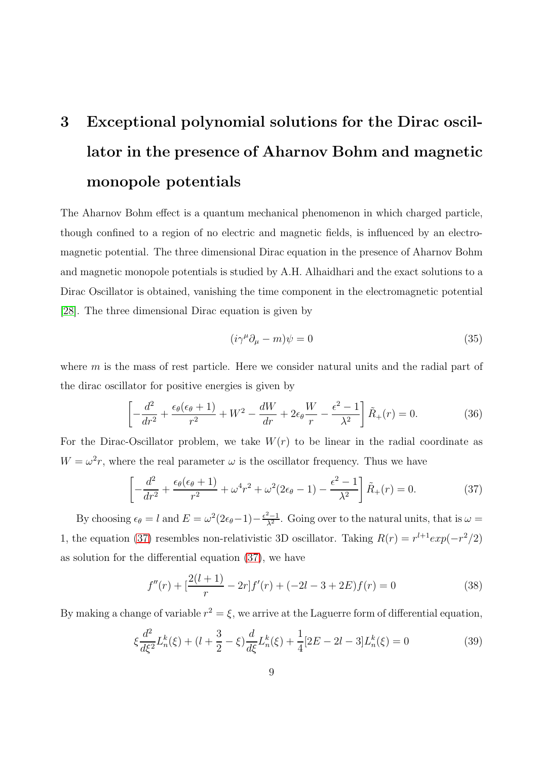# 3 Exceptional polynomial solutions for the Dirac oscillator in the presence of Aharnov Bohm and magnetic monopole potentials

The Aharnov Bohm effect is a quantum mechanical phenomenon in which charged particle, though confined to a region of no electric and magnetic fields, is influenced by an electromagnetic potential. The three dimensional Dirac equation in the presence of Aharnov Bohm and magnetic monopole potentials is studied by A.H. Alhaidhari and the exact solutions to a Dirac Oscillator is obtained, vanishing the time component in the electromagnetic potential [28]. The three dimensional Dirac equation is given by

$$(i\gamma^{\mu}\partial_{\mu} - m)\psi = 0 \tag{35}$$

where $m$ is the mass of rest particle. Here we consider natural units and the radial part of the dirac oscillator for positive energies is given by

$$\left[-\frac{d^2}{dr^2} + \frac{\epsilon_\theta(\epsilon_\theta+1)}{r^2} + W^2 - \frac{dW}{dr} + 2\epsilon_\theta\frac{W}{r} - \frac{\epsilon^2-1}{\lambda^2}\right]\tilde{R}_+(r) = 0. \tag{36}$$

For the Dirac-Oscillator problem, we take $W(r)$ to be linear in the radial coordinate as $W = \omega^2 r$, where the real parameter $\omega$ is the oscillator frequency. Thus we have

$$\left[-\frac{d^2}{dr^2} + \frac{\epsilon_\theta(\epsilon_\theta+1)}{r^2} + \omega^4 r^2 + \omega^2(2\epsilon_\theta - 1) - \frac{\epsilon^2-1}{\lambda^2}\right]\tilde{R}_+(r) = 0. \tag{37}$$

By choosing $\epsilon_\theta = l$ and $E = \omega^2(2\epsilon_\theta - 1) - \frac{\epsilon^2-1}{\lambda^2}$. Going over to the natural units, that is $\omega = 1$, the equation (37) resembles non-relativistic 3D oscillator. Taking $R(r) = r^{l+1}exp(-r^2/2)$ as solution for the differential equation (37), we have

$$f''(r) + [\frac{2(l+1)}{r} - 2r]f'(r) + (-2l - 3 + 2E)f(r) = 0 \tag{38}$$

By making a change of variable $r^2 = \xi$, we arrive at the Laguerre form of differential equation,

$$\xi\frac{d^2}{d\xi^2}L_n^k(\xi) + (l + \frac{3}{2} - \xi)\frac{d}{d\xi}L_n^k(\xi) + \frac{1}{4}[2E - 2l - 3]L_n^k(\xi) = 0 \tag{39}$$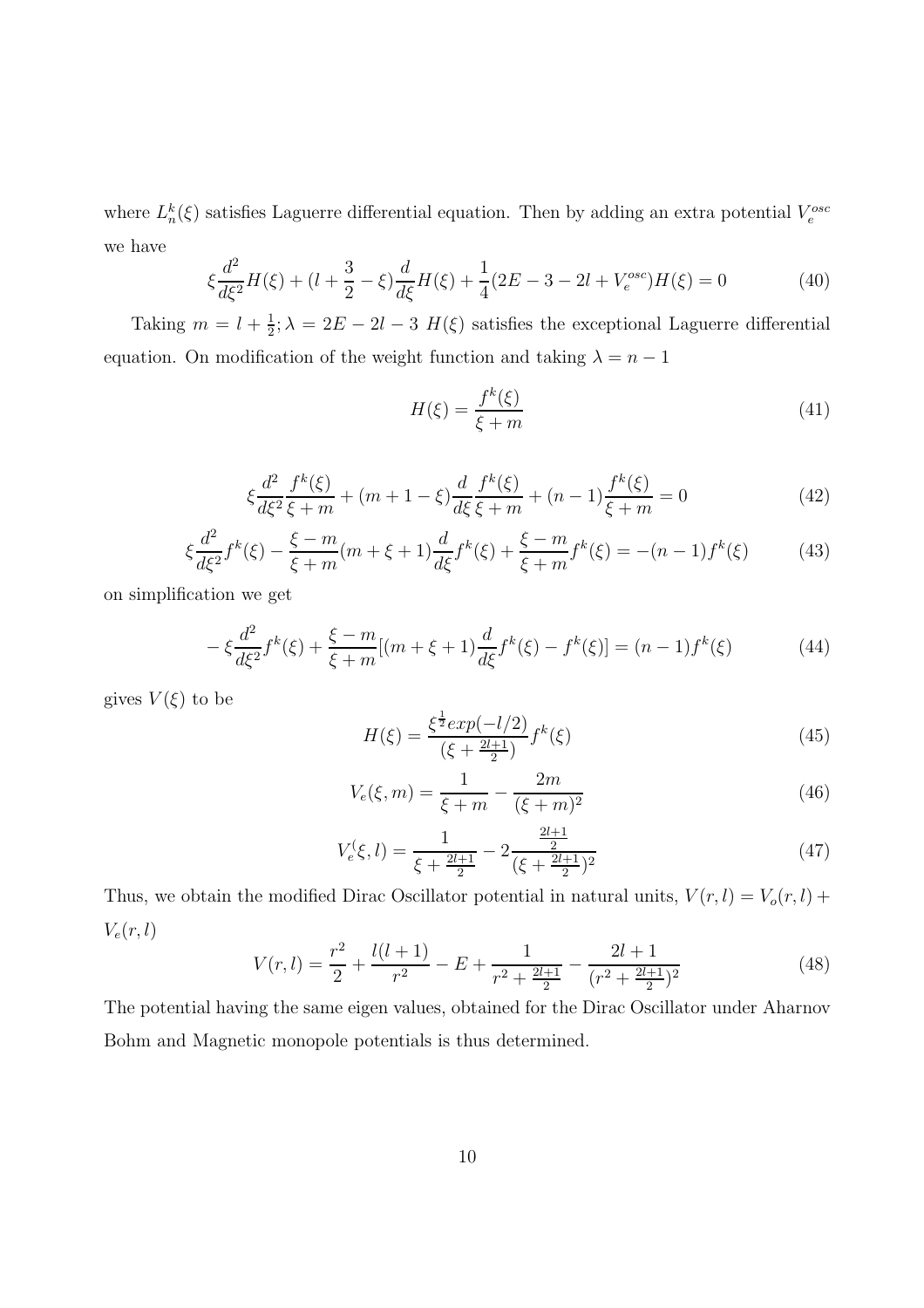where $L_n^k(\xi)$ satisfies Laguerre differential equation. Then by adding an extra potential $V_e^{osc}$ we have

$$\xi \frac{d^2}{d\xi^2} H(\xi) + (l + \frac{3}{2} - \xi) \frac{d}{d\xi} H(\xi) + \frac{1}{4}(2E - 3 - 2l + V_e^{osc}) H(\xi) = 0 \tag{40}$$

Taking $m = l + \frac{1}{2}; \lambda = 2E - 2l - 3$ $H(\xi)$ satisfies the exceptional Laguerre differential equation. On modification of the weight function and taking $\lambda = n - 1$

$$H(\xi) = \frac{f^k(\xi)}{\xi + m} \tag{41}$$

$$\xi \frac{d^2}{d\xi^2} \frac{f^k(\xi)}{\xi + m} + (m + 1 - \xi) \frac{d}{d\xi} \frac{f^k(\xi)}{\xi + m} + (n - 1) \frac{f^k(\xi)}{\xi + m} = 0 \tag{42}$$

$$\xi \frac{d^2}{d\xi^2} f^k(\xi) - \frac{\xi - m}{\xi + m}(m + \xi + 1) \frac{d}{d\xi} f^k(\xi) + \frac{\xi - m}{\xi + m} f^k(\xi) = -(n - 1) f^k(\xi) \tag{43}$$

on simplification we get

$$-\xi \frac{d^2}{d\xi^2} f^k(\xi) + \frac{\xi - m}{\xi + m}[(m + \xi + 1) \frac{d}{d\xi} f^k(\xi) - f^k(\xi)] = (n - 1) f^k(\xi) \tag{44}$$

gives $V(\xi)$ to be

$$H(\xi) = \frac{\xi^{\frac{1}{2}} exp(-l/2)}{(\xi + \frac{2l+1}{2})} f^k(\xi) \tag{45}$$

$$V_e(\xi, m) = \frac{1}{\xi + m} - \frac{2m}{(\xi + m)^2} \tag{46}$$

$$V_e^(\xi, l) = \frac{1}{\xi + \frac{2l+1}{2}} - 2\frac{\frac{2l+1}{2}}{(\xi + \frac{2l+1}{2})^2} \tag{47}$$

Thus, we obtain the modified Dirac Oscillator potential in natural units, $V(r, l) = V_o(r, l) + V_e(r, l)$

$$V(r, l) = \frac{r^2}{2} + \frac{l(l + 1)}{r^2} - E + \frac{1}{r^2 + \frac{2l+1}{2}} - \frac{2l + 1}{(r^2 + \frac{2l+1}{2})^2} \tag{48}$$

The potential having the same eigen values, obtained for the Dirac Oscillator under Aharnov Bohm and Magnetic monopole potentials is thus determined.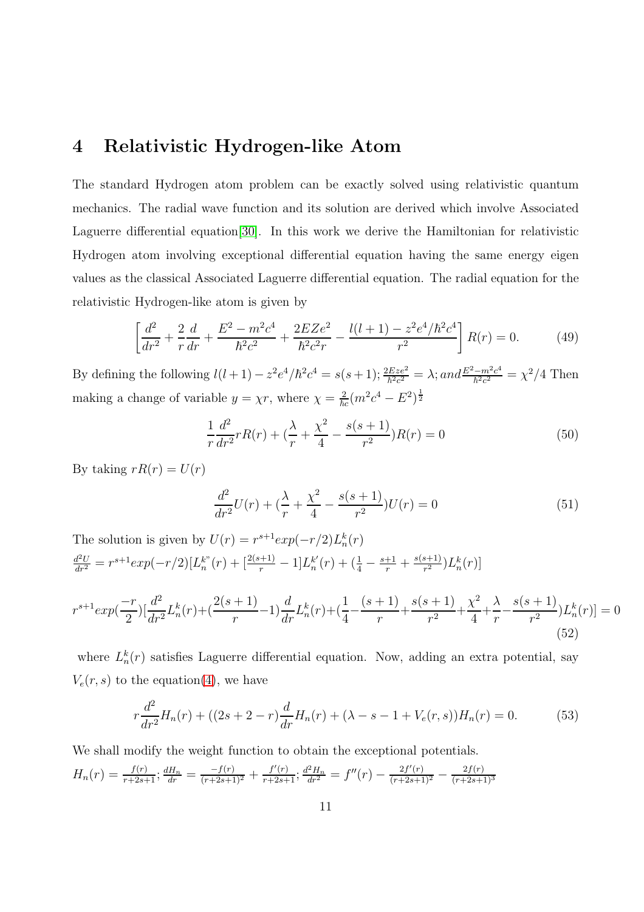# 4 Relativistic Hydrogen-like Atom

The standard Hydrogen atom problem can be exactly solved using relativistic quantum mechanics. The radial wave function and its solution are derived which involve Associated Laguerre differential equation[30]. In this work we derive the Hamiltonian for relativistic Hydrogen atom involving exceptional differential equation having the same energy eigen values as the classical Associated Laguerre differential equation. The radial equation for the relativistic Hydrogen-like atom is given by

$$\left[\frac{d^2}{dr^2} + \frac{2}{r}\frac{d}{dr} + \frac{E^2 - m^2c^4}{\hbar^2c^2} + \frac{2EZe^2}{\hbar^2c^2r} - \frac{l(l+1) - z^2e^4/\hbar^2c^4}{r^2}\right]R(r) = 0. \tag{49}$$

By defining the following $l(l+1) - z^2e^4/\hbar^2c^4 = s(s+1); \frac{2Eze^2}{\hbar^2c^2} = \lambda; and \frac{E^2-m^2c^4}{\hbar^2c^2} = \chi^2/4$ Then making a change of variable $y = \chi r$, where $\chi = \frac{2}{\hbar c}(m^2c^4 - E^2)^{\frac{1}{2}}$

$$\frac{1}{r}\frac{d^2}{dr^2}rR(r) + (\frac{\lambda}{r} + \frac{\chi^2}{4} - \frac{s(s+1)}{r^2})R(r) = 0 \tag{50}$$

By taking $rR(r) = U(r)$

$$\frac{d^2}{dr^2}U(r) + (\frac{\lambda}{r} + \frac{\chi^2}{4} - \frac{s(s+1)}{r^2})U(r) = 0 \tag{51}$$

The solution is given by $U(r) = r^{s+1}exp(-r/2)L_n^k(r)$
$\frac{d^2U}{dr^2} = r^{s+1}exp(-r/2)[L_n^{k''}(r) + [\frac{2(s+1)}{r} - 1]L_n^{k'}(r) + (\frac{1}{4} - \frac{s+1}{r} + \frac{s(s+1)}{r^2})L_n^k(r)]$

$$r^{s+1}exp(\frac{-r}{2})[\frac{d^2}{dr^2}L_n^k(r) + (\frac{2(s+1)}{r} - 1)\frac{d}{dr}L_n^k(r) + (\frac{1}{4} - \frac{(s+1)}{r} + \frac{s(s+1)}{r^2} + \frac{\chi^2}{4} + \frac{\lambda}{r} - \frac{s(s+1)}{r^2})L_n^k(r)] = 0 \tag{52}$$

where $L_n^k(r)$ satisfies Laguerre differential equation. Now, adding an extra potential, say $V_e(r, s)$ to the equation(4), we have

$$r\frac{d^2}{dr^2}H_n(r) + ((2s + 2 - r)\frac{d}{dr}H_n(r) + (\lambda - s - 1 + V_e(r, s))H_n(r) = 0. \tag{53}$$

We shall modify the weight function to obtain the exceptional potentials.
$H_n(r) = \frac{f(r)}{r+2s+1}; \frac{dH_n}{dr} = \frac{-f(r)}{(r+2s+1)^2} + \frac{f'(r)}{r+2s+1}; \frac{d^2H_n}{dr^2} = f''(r) - \frac{2f'(r)}{(r+2s+1)^2} - \frac{2f(r)}{(r+2s+1)^3}$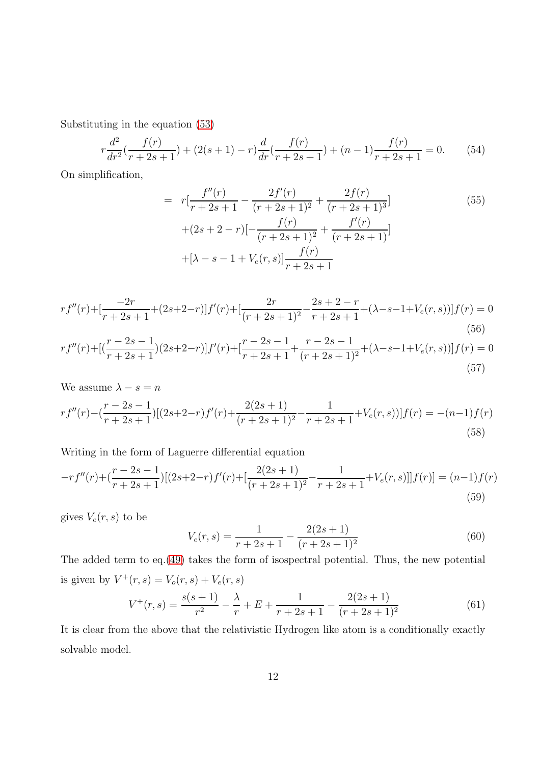Substituting in the equation (53)

$$r\frac{d^2}{dr^2}\left(\frac{f(r)}{r+2s+1}\right) + (2(s+1)-r)\frac{d}{dr}\left(\frac{f(r)}{r+2s+1}\right) + (n-1)\frac{f(r)}{r+2s+1} = 0. \tag{54}$$

On simplification,

$$\begin{aligned} = \; & r\left[\frac{f''(r)}{r+2s+1} - \frac{2f'(r)}{(r+2s+1)^2} + \frac{2f(r)}{(r+2s+1)^3}\right] \\ & + (2s+2-r)\left[-\frac{f(r)}{(r+2s+1)^2} + \frac{f'(r)}{(r+2s+1)}\right] \\ & + [\lambda - s - 1 + V_e(r,s)]\frac{f(r)}{r+2s+1} \end{aligned} \tag{55}$$

$$rf''(r) + \left[\frac{-2r}{r+2s+1} + (2s+2-r)\right]f'(r) + \left[\frac{2r}{(r+2s+1)^2} - \frac{2s+2-r}{r+2s+1} + (\lambda - s - 1 + V_e(r,s))\right]f(r) = 0 \tag{56}$$

$$rf''(r) + \left[\left(\frac{r-2s-1}{r+2s+1}\right)(2s+2-r)\right]f'(r) + \left[\frac{r-2s-1}{r+2s+1} + \frac{r-2s-1}{(r+2s+1)^2} + (\lambda - s - 1 + V_e(r,s))\right]f(r) = 0 \tag{57}$$

We assume $\lambda - s = n$

$$rf''(r) - \left(\frac{r-2s-1}{r+2s+1}\right)\left[(2s+2-r)f'(r) + \frac{2(2s+1)}{(r+2s+1)^2} - \frac{1}{r+2s+1} + V_e(r,s))\right]f(r) = -(n-1)f(r) \tag{58}$$

Writing in the form of Laguerre differential equation

$$-rf''(r) + \left(\frac{r-2s-1}{r+2s+1}\right)\left[(2s+2-r)f'(r) + \left[\frac{2(2s+1)}{(r+2s+1)^2} - \frac{1}{r+2s+1} + V_e(r,s)\right]\right]f(r)] = (n-1)f(r) \tag{59}$$

gives $V_e(r,s)$ to be

$$V_e(r,s) = \frac{1}{r+2s+1} - \frac{2(2s+1)}{(r+2s+1)^2} \tag{60}$$

The added term to eq.(49) takes the form of isospectral potential. Thus, the new potential is given by $V^+(r,s) = V_o(r,s) + V_e(r,s)$

$$V^+(r,s) = \frac{s(s+1)}{r^2} - \frac{\lambda}{r} + E + \frac{1}{r+2s+1} - \frac{2(2s+1)}{(r+2s+1)^2} \tag{61}$$

It is clear from the above that the relativistic Hydrogen like atom is a conditionally exactly solvable model.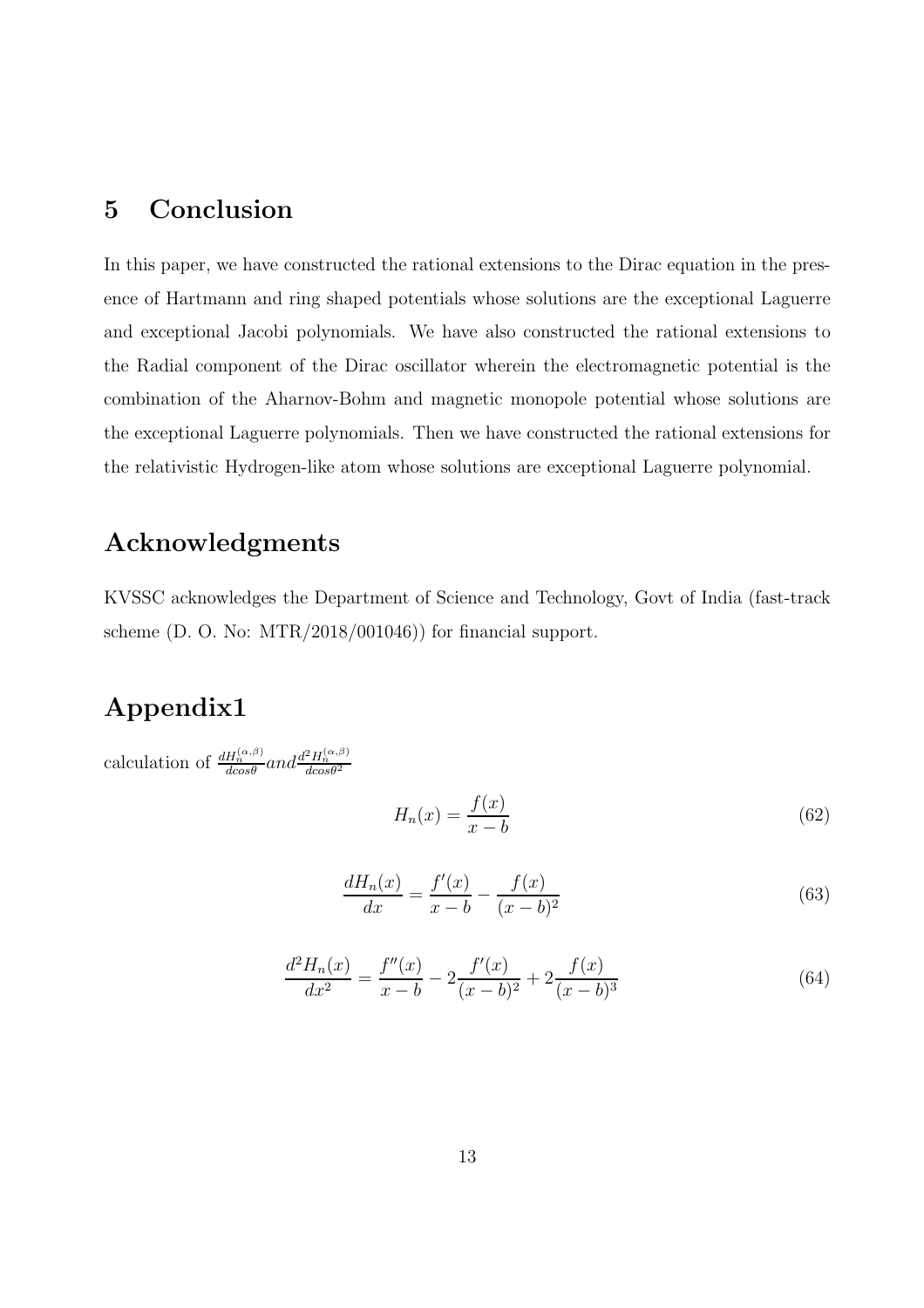## 5 Conclusion

In this paper, we have constructed the rational extensions to the Dirac equation in the presence of Hartmann and ring shaped potentials whose solutions are the exceptional Laguerre and exceptional Jacobi polynomials. We have also constructed the rational extensions to the Radial component of the Dirac oscillator wherein the electromagnetic potential is the combination of the Aharnov-Bohm and magnetic monopole potential whose solutions are the exceptional Laguerre polynomials. Then we have constructed the rational extensions for the relativistic Hydrogen-like atom whose solutions are exceptional Laguerre polynomial.

## Acknowledgments

KVSSC acknowledges the Department of Science and Technology, Govt of India (fast-track scheme (D. O. No: MTR/2018/001046)) for financial support.

## Appendix1

calculation of $\frac{dH_n^{(\alpha,\beta)}}{dcos\theta} and \frac{d^2H_n^{(\alpha,\beta)}}{dcos\theta^2}$

$$H_n(x) = \frac{f(x)}{x-b} \tag{62}$$

$$\frac{dH_n(x)}{dx} = \frac{f'(x)}{x-b} - \frac{f(x)}{(x-b)^2} \tag{63}$$

$$\frac{d^2H_n(x)}{dx^2} = \frac{f''(x)}{x-b} - 2\frac{f'(x)}{(x-b)^2} + 2\frac{f(x)}{(x-b)^3} \tag{64}$$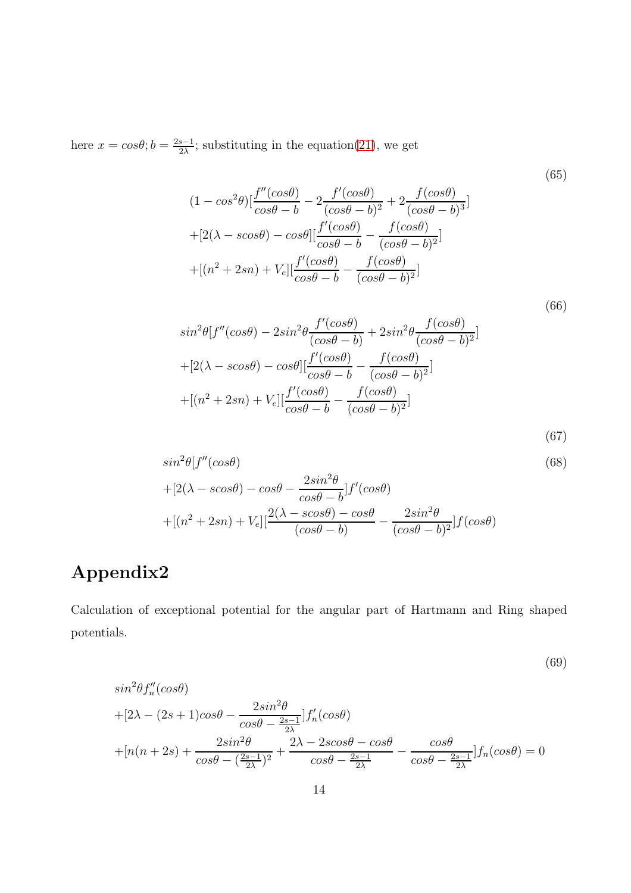here $x = cos\theta; b = \frac{2s-1}{2\lambda}$; substituting in the equation(21), we get

$$
\begin{aligned}
&(1-cos^2\theta)[\frac{f''(cos\theta)}{cos\theta - b} - 2\frac{f'(cos\theta)}{(cos\theta-b)^2} + 2\frac{f(cos\theta)}{(cos\theta-b)^3}] \\
&+[2(\lambda - scos\theta) - cos\theta][\frac{f'(cos\theta)}{cos\theta-b} - \frac{f(cos\theta)}{(cos\theta-b)^2}] \\
&+[(n^2+2sn)+V_e][\frac{f'(cos\theta)}{cos\theta-b} - \frac{f(cos\theta)}{(cos\theta-b)^2}]
\end{aligned}
\tag{65}
$$

$$
\begin{aligned}
&sin^2\theta[f''(cos\theta) - 2sin^2\theta\frac{f'(cos\theta)}{(cos\theta-b)} + 2sin^2\theta\frac{f(cos\theta)}{(cos\theta-b)^2}] \\
&+[2(\lambda - scos\theta) - cos\theta][\frac{f'(cos\theta)}{cos\theta-b} - \frac{f(cos\theta)}{(cos\theta-b)^2}] \\
&+[(n^2+2sn)+V_e][\frac{f'(cos\theta)}{cos\theta-b} - \frac{f(cos\theta)}{(cos\theta-b)^2}]
\end{aligned}
\tag{66}
$$

$$\tag{67}$$

$$
\begin{aligned}
&sin^2\theta[f''(cos\theta) \\
&+[2(\lambda - scos\theta) - cos\theta - \frac{2sin^2\theta}{cos\theta-b}]f'(cos\theta) \\
&+[(n^2+2sn)+V_e][\frac{2(\lambda - scos\theta) - cos\theta}{(cos\theta-b)} - \frac{2sin^2\theta}{(cos\theta-b)^2}]f(cos\theta)
\end{aligned}
\tag{68}
$$

# Appendix2

Calculation of exceptional potential for the angular part of Hartmann and Ring shaped potentials.

$$
\begin{aligned}
&sin^2\theta f_n''(cos\theta) \\
&+[2\lambda - (2s+1)cos\theta - \frac{2sin^2\theta}{cos\theta - \frac{2s-1}{2\lambda}}]f_n'(cos\theta) \\
&+[n(n+2s) + \frac{2sin^2\theta}{cos\theta - (\frac{2s-1}{2\lambda})^2} + \frac{2\lambda - 2scos\theta - cos\theta}{cos\theta - \frac{2s-1}{2\lambda}} - \frac{cos\theta}{cos\theta - \frac{2s-1}{2\lambda}}]f_n(cos\theta) = 0
\end{aligned}
\tag{69}
$$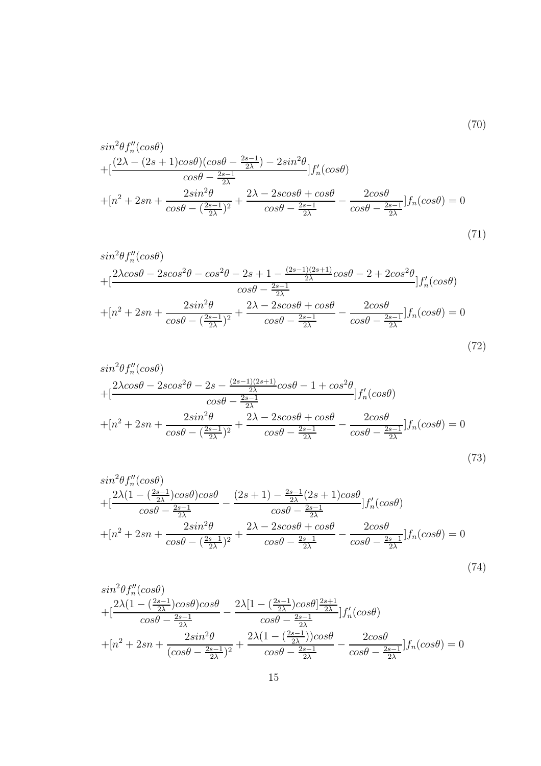(70)

$$
\begin{aligned}
&sin^2\theta f_n''(cos\theta) \\
&+[\frac{(2\lambda-(2s+1)cos\theta)(cos\theta-\frac{2s-1}{2\lambda})-2sin^2\theta}{cos\theta-\frac{2s-1}{2\lambda}}]f_n'(cos\theta) \\
&+[n^2+2sn+\frac{2sin^2\theta}{cos\theta-(\frac{2s-1}{2\lambda})^2}+\frac{2\lambda-2scos\theta+cos\theta}{cos\theta-\frac{2s-1}{2\lambda}}-\frac{2cos\theta}{cos\theta-\frac{2s-1}{2\lambda}}]f_n(cos\theta)=0
\end{aligned}
$$

(71)

$$
\begin{aligned}
&sin^2\theta f_n''(cos\theta) \\
&+[\frac{2\lambda cos\theta-2scos^2\theta-cos^2\theta-2s+1-\frac{(2s-1)(2s+1)}{2\lambda}cos\theta-2+2cos^2\theta}{cos\theta-\frac{2s-1}{2\lambda}}]f_n'(cos\theta) \\
&+[n^2+2sn+\frac{2sin^2\theta}{cos\theta-(\frac{2s-1}{2\lambda})^2}+\frac{2\lambda-2scos\theta+cos\theta}{cos\theta-\frac{2s-1}{2\lambda}}-\frac{2cos\theta}{cos\theta-\frac{2s-1}{2\lambda}}]f_n(cos\theta)=0
\end{aligned}
$$

(72)

$$
\begin{aligned}
&sin^2\theta f_n''(cos\theta) \\
&+[\frac{2\lambda cos\theta-2scos^2\theta-2s-\frac{(2s-1)(2s+1)}{2\lambda}cos\theta-1+cos^2\theta}{cos\theta-\frac{2s-1}{2\lambda}}]f_n'(cos\theta) \\
&+[n^2+2sn+\frac{2sin^2\theta}{cos\theta-(\frac{2s-1}{2\lambda})^2}+\frac{2\lambda-2scos\theta+cos\theta}{cos\theta-\frac{2s-1}{2\lambda}}-\frac{2cos\theta}{cos\theta-\frac{2s-1}{2\lambda}}]f_n(cos\theta)=0
\end{aligned}
$$

(73)

$$
\begin{aligned}
&sin^2\theta f_n''(cos\theta) \\
&+[\frac{2\lambda(1-(\frac{2s-1}{2\lambda})cos\theta)cos\theta}{cos\theta-\frac{2s-1}{2\lambda}}-\frac{(2s+1)-\frac{2s-1}{2\lambda}(2s+1)cos\theta}{cos\theta-\frac{2s-1}{2\lambda}}]f_n'(cos\theta) \\
&+[n^2+2sn+\frac{2sin^2\theta}{cos\theta-(\frac{2s-1}{2\lambda})^2}+\frac{2\lambda-2scos\theta+cos\theta}{cos\theta-\frac{2s-1}{2\lambda}}-\frac{2cos\theta}{cos\theta-\frac{2s-1}{2\lambda}}]f_n(cos\theta)=0
\end{aligned}
$$

(74)

$$
\begin{aligned}
&sin^2\theta f_n''(cos\theta) \\
&+[\frac{2\lambda(1-(\frac{2s-1}{2\lambda})cos\theta)cos\theta}{cos\theta-\frac{2s-1}{2\lambda}}-\frac{2\lambda[1-(\frac{2s-1}{2\lambda})cos\theta]\frac{2s+1}{2\lambda}}{cos\theta-\frac{2s-1}{2\lambda}}]f_n'(cos\theta) \\
&+[n^2+2sn+\frac{2sin^2\theta}{(cos\theta-\frac{2s-1}{2\lambda})^2}+\frac{2\lambda(1-(\frac{2s-1}{2\lambda}))cos\theta}{cos\theta-\frac{2s-1}{2\lambda}}-\frac{2cos\theta}{cos\theta-\frac{2s-1}{2\lambda}}]f_n(cos\theta)=0
\end{aligned}
$$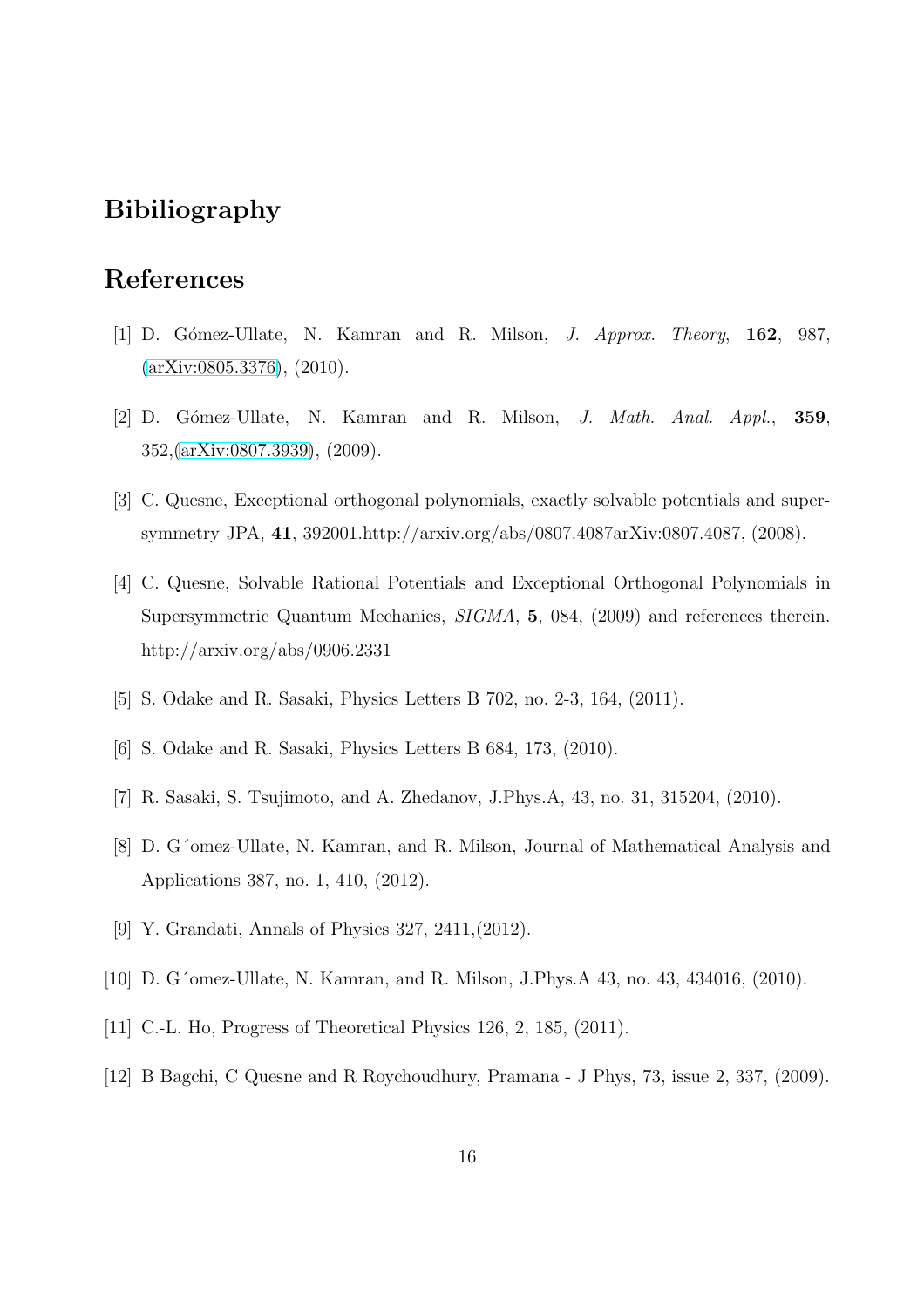## Bibiliography

## References

[1] D. Gómez-Ullate, N. Kamran and R. Milson, *J. Approx. Theory*, **162**, 987, (arXiv:0805.3376), (2010).

[2] D. Gómez-Ullate, N. Kamran and R. Milson, *J. Math. Anal. Appl.*, **359**, 352,(arXiv:0807.3939), (2009).

[3] C. Quesne, Exceptional orthogonal polynomials, exactly solvable potentials and supersymmetry JPA, **41**, 392001.http://arxiv.org/abs/0807.4087arXiv:0807.4087, (2008).

[4] C. Quesne, Solvable Rational Potentials and Exceptional Orthogonal Polynomials in Supersymmetric Quantum Mechanics, *SIGMA*, **5**, 084, (2009) and references therein. http://arxiv.org/abs/0906.2331

[5] S. Odake and R. Sasaki, Physics Letters B 702, no. 2-3, 164, (2011).

[6] S. Odake and R. Sasaki, Physics Letters B 684, 173, (2010).

[7] R. Sasaki, S. Tsujimoto, and A. Zhedanov, J.Phys.A, 43, no. 31, 315204, (2010).

[8] D. G´omez-Ullate, N. Kamran, and R. Milson, Journal of Mathematical Analysis and Applications 387, no. 1, 410, (2012).

[9] Y. Grandati, Annals of Physics 327, 2411,(2012).

[10] D. G´omez-Ullate, N. Kamran, and R. Milson, J.Phys.A 43, no. 43, 434016, (2010).

[11] C.-L. Ho, Progress of Theoretical Physics 126, 2, 185, (2011).

[12] B Bagchi, C Quesne and R Roychoudhury, Pramana - J Phys, 73, issue 2, 337, (2009).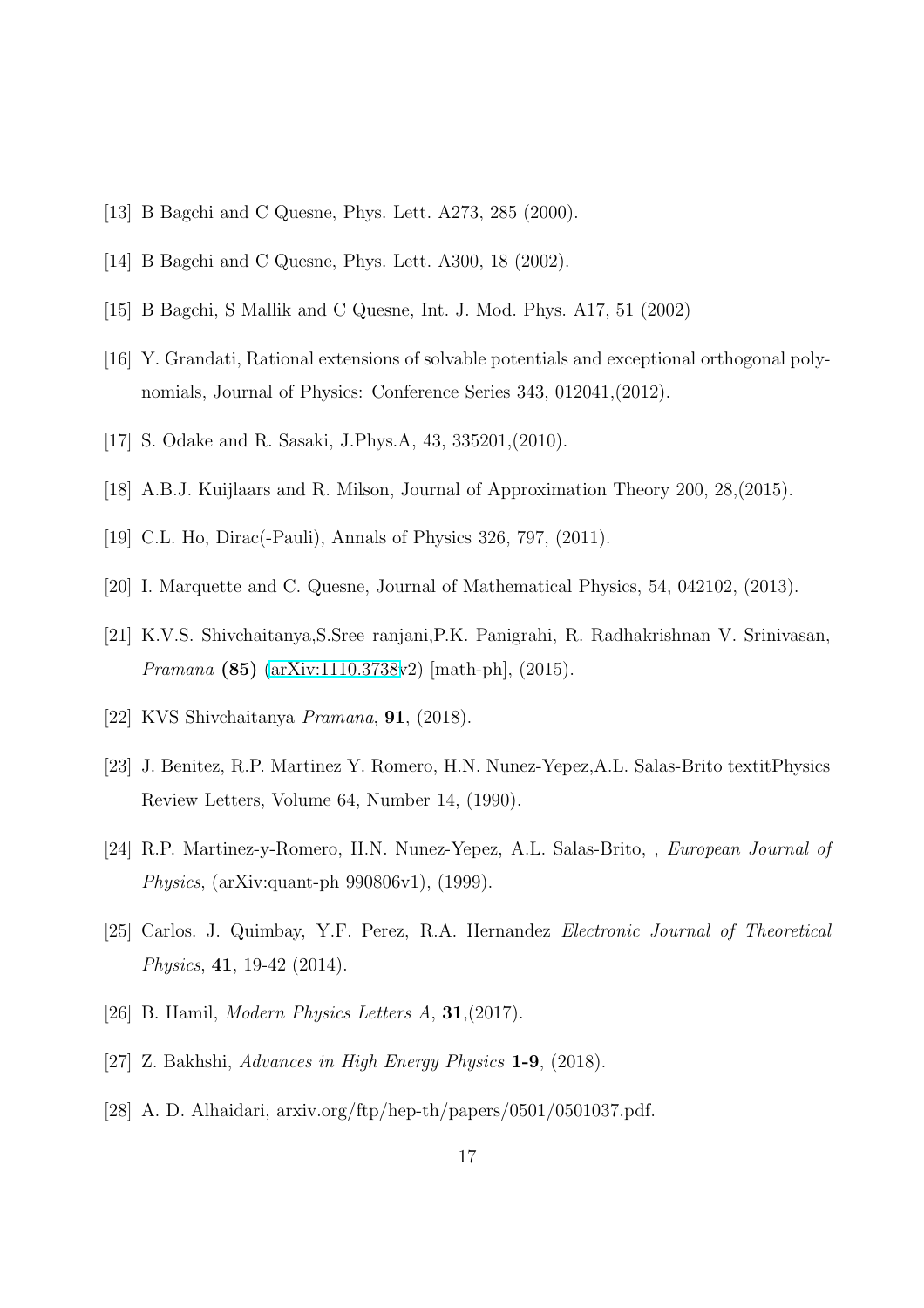[13] B Bagchi and C Quesne, Phys. Lett. A273, 285 (2000).

[14] B Bagchi and C Quesne, Phys. Lett. A300, 18 (2002).

[15] B Bagchi, S Mallik and C Quesne, Int. J. Mod. Phys. A17, 51 (2002)

[16] Y. Grandati, Rational extensions of solvable potentials and exceptional orthogonal polynomials, Journal of Physics: Conference Series 343, 012041,(2012).

[17] S. Odake and R. Sasaki, J.Phys.A, 43, 335201,(2010).

[18] A.B.J. Kuijlaars and R. Milson, Journal of Approximation Theory 200, 28,(2015).

[19] C.L. Ho, Dirac(-Pauli), Annals of Physics 326, 797, (2011).

[20] I. Marquette and C. Quesne, Journal of Mathematical Physics, 54, 042102, (2013).

[21] K.V.S. Shivchaitanya,S.Sree ranjani,P.K. Panigrahi, R. Radhakrishnan V. Srinivasan, *Pramana* **(85)** (arXiv:1110.3738v2) [math-ph], (2015).

[22] KVS Shivchaitanya *Pramana*, **91**, (2018).

[23] J. Benitez, R.P. Martinez Y. Romero, H.N. Nunez-Yepez,A.L. Salas-Brito textitPhysics Review Letters, Volume 64, Number 14, (1990).

[24] R.P. Martinez-y-Romero, H.N. Nunez-Yepez, A.L. Salas-Brito, , *European Journal of Physics*, (arXiv:quant-ph 990806v1), (1999).

[25] Carlos. J. Quimbay, Y.F. Perez, R.A. Hernandez *Electronic Journal of Theoretical Physics*, **41**, 19-42 (2014).

[26] B. Hamil, *Modern Physics Letters A*, **31**,(2017).

[27] Z. Bakhshi, *Advances in High Energy Physics* **1-9**, (2018).

[28] A. D. Alhaidari, arxiv.org/ftp/hep-th/papers/0501/0501037.pdf.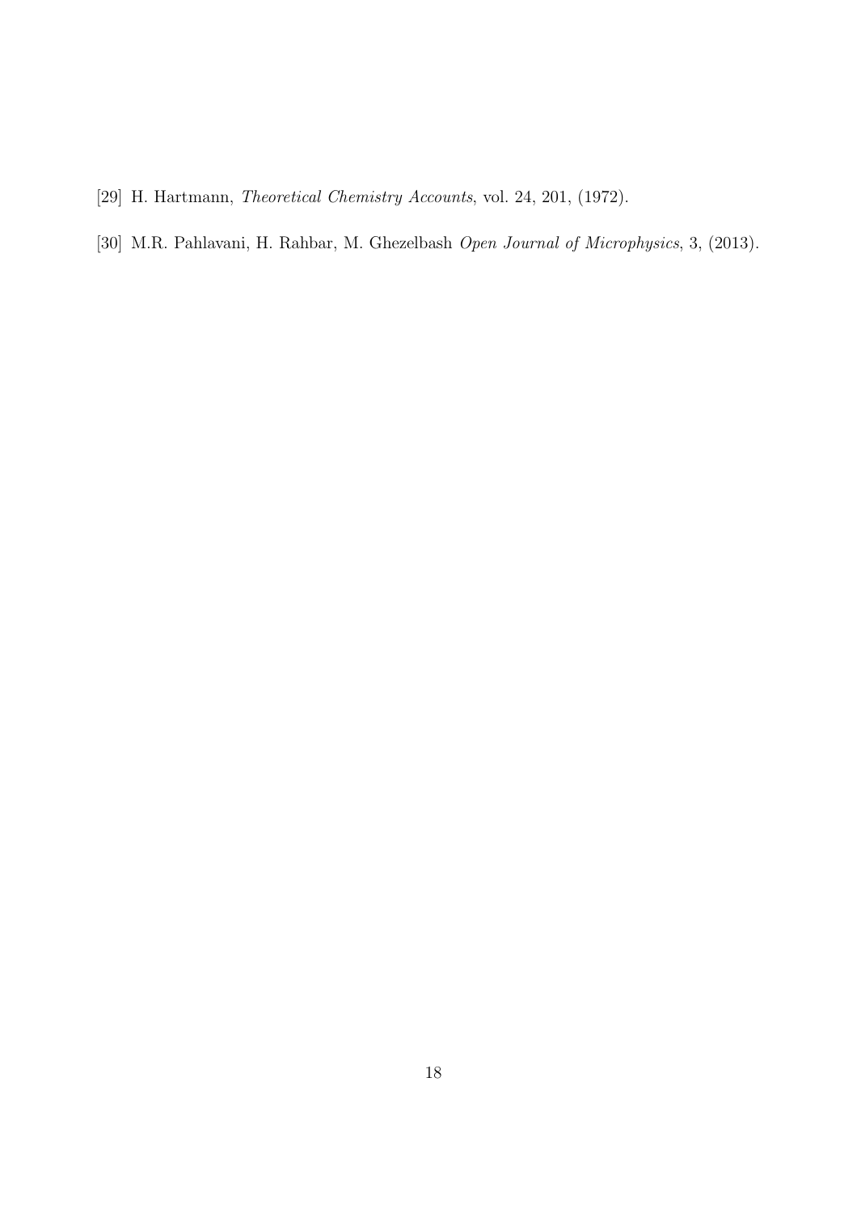[29] H. Hartmann, *Theoretical Chemistry Accounts*, vol. 24, 201, (1972).

[30] M.R. Pahlavani, H. Rahbar, M. Ghezelbash *Open Journal of Microphysics*, 3, (2013).